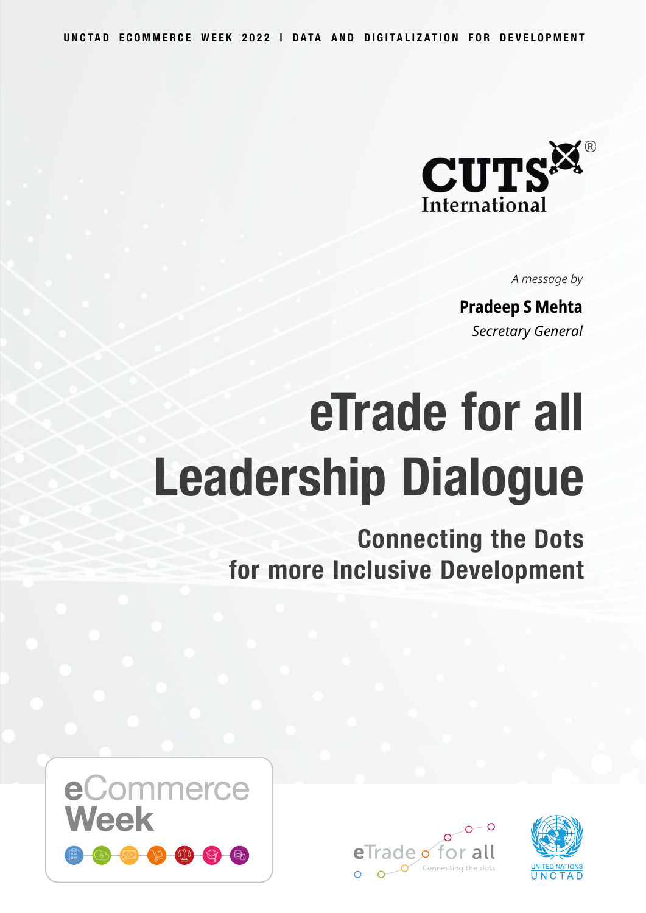UNCTAD ECOMMERCE WEEK 2022 | DATA AND DIGITALIZATION FOR DEVELOPMENT

CUTS International

*A message by*

**Pradeep S Mehta**

*Secretary General*

# eTrade for all Leadership Dialogue

## Connecting the Dots for more Inclusive Development

eCommerce Week

eTrade for all — Connecting the dots

UNITED NATIONS UNCTAD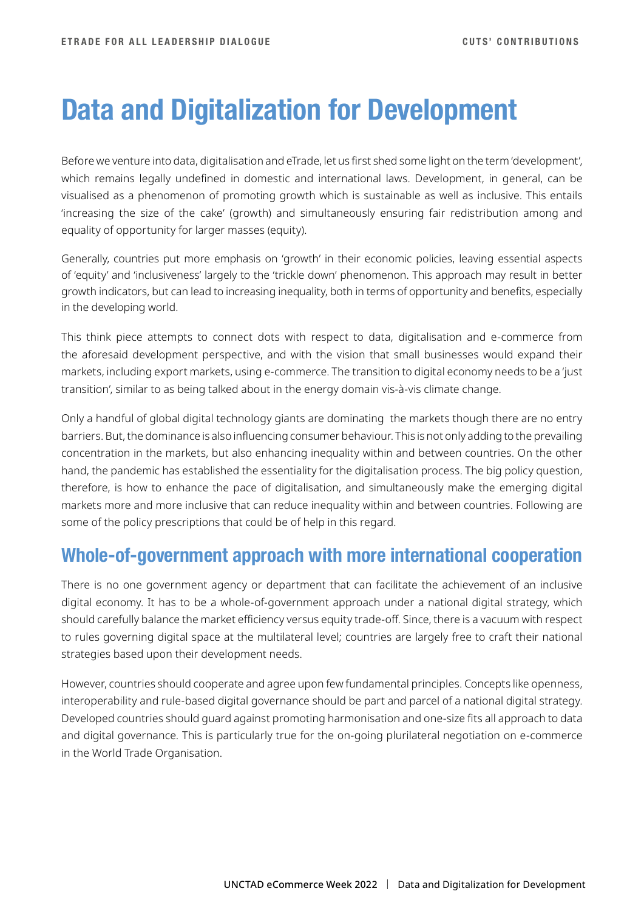# Data and Digitalization for Development

Before we venture into data, digitalisation and eTrade, let us first shed some light on the term 'development', which remains legally undefined in domestic and international laws. Development, in general, can be visualised as a phenomenon of promoting growth which is sustainable as well as inclusive. This entails 'increasing the size of the cake' (growth) and simultaneously ensuring fair redistribution among and equality of opportunity for larger masses (equity).

Generally, countries put more emphasis on 'growth' in their economic policies, leaving essential aspects of 'equity' and 'inclusiveness' largely to the 'trickle down' phenomenon. This approach may result in better growth indicators, but can lead to increasing inequality, both in terms of opportunity and benefits, especially in the developing world.

This think piece attempts to connect dots with respect to data, digitalisation and e-commerce from the aforesaid development perspective, and with the vision that small businesses would expand their markets, including export markets, using e-commerce. The transition to digital economy needs to be a 'just transition', similar to as being talked about in the energy domain vis-à-vis climate change.

Only a handful of global digital technology giants are dominating the markets though there are no entry barriers. But, the dominance is also influencing consumer behaviour. This is not only adding to the prevailing concentration in the markets, but also enhancing inequality within and between countries. On the other hand, the pandemic has established the essentiality for the digitalisation process. The big policy question, therefore, is how to enhance the pace of digitalisation, and simultaneously make the emerging digital markets more and more inclusive that can reduce inequality within and between countries. Following are some of the policy prescriptions that could be of help in this regard.

## Whole-of-government approach with more international cooperation

There is no one government agency or department that can facilitate the achievement of an inclusive digital economy. It has to be a whole-of-government approach under a national digital strategy, which should carefully balance the market efficiency versus equity trade-off. Since, there is a vacuum with respect to rules governing digital space at the multilateral level; countries are largely free to craft their national strategies based upon their development needs.

However, countries should cooperate and agree upon few fundamental principles. Concepts like openness, interoperability and rule-based digital governance should be part and parcel of a national digital strategy. Developed countries should guard against promoting harmonisation and one-size fits all approach to data and digital governance. This is particularly true for the on-going plurilateral negotiation on e-commerce in the World Trade Organisation.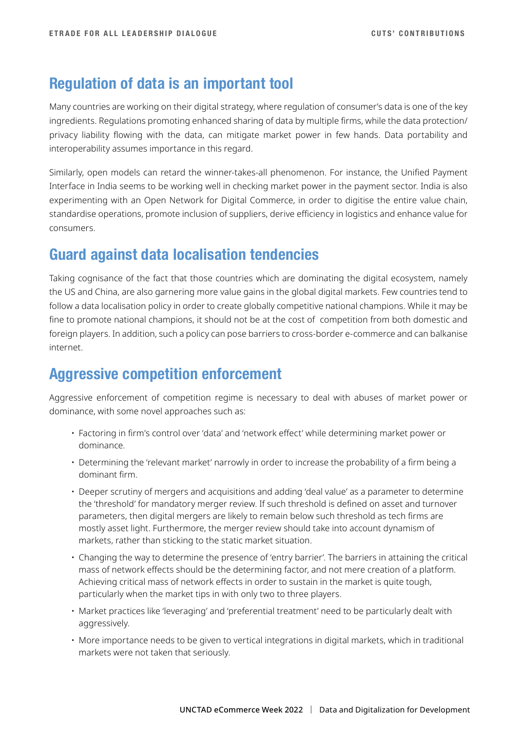## Regulation of data is an important tool

Many countries are working on their digital strategy, where regulation of consumer's data is one of the key ingredients. Regulations promoting enhanced sharing of data by multiple firms, while the data protection/ privacy liability flowing with the data, can mitigate market power in few hands. Data portability and interoperability assumes importance in this regard.

Similarly, open models can retard the winner-takes-all phenomenon. For instance, the Unified Payment Interface in India seems to be working well in checking market power in the payment sector. India is also experimenting with an Open Network for Digital Commerce, in order to digitise the entire value chain, standardise operations, promote inclusion of suppliers, derive efficiency in logistics and enhance value for consumers.

## Guard against data localisation tendencies

Taking cognisance of the fact that those countries which are dominating the digital ecosystem, namely the US and China, are also garnering more value gains in the global digital markets. Few countries tend to follow a data localisation policy in order to create globally competitive national champions. While it may be fine to promote national champions, it should not be at the cost of competition from both domestic and foreign players. In addition, such a policy can pose barriers to cross-border e-commerce and can balkanise internet.

## Aggressive competition enforcement

Aggressive enforcement of competition regime is necessary to deal with abuses of market power or dominance, with some novel approaches such as:

- Factoring in firm's control over 'data' and 'network effect' while determining market power or dominance.
- Determining the 'relevant market' narrowly in order to increase the probability of a firm being a dominant firm.
- Deeper scrutiny of mergers and acquisitions and adding 'deal value' as a parameter to determine the 'threshold' for mandatory merger review. If such threshold is defined on asset and turnover parameters, then digital mergers are likely to remain below such threshold as tech firms are mostly asset light. Furthermore, the merger review should take into account dynamism of markets, rather than sticking to the static market situation.
- Changing the way to determine the presence of 'entry barrier'. The barriers in attaining the critical mass of network effects should be the determining factor, and not mere creation of a platform. Achieving critical mass of network effects in order to sustain in the market is quite tough, particularly when the market tips in with only two to three players.
- Market practices like 'leveraging' and 'preferential treatment' need to be particularly dealt with aggressively.
- More importance needs to be given to vertical integrations in digital markets, which in traditional markets were not taken that seriously.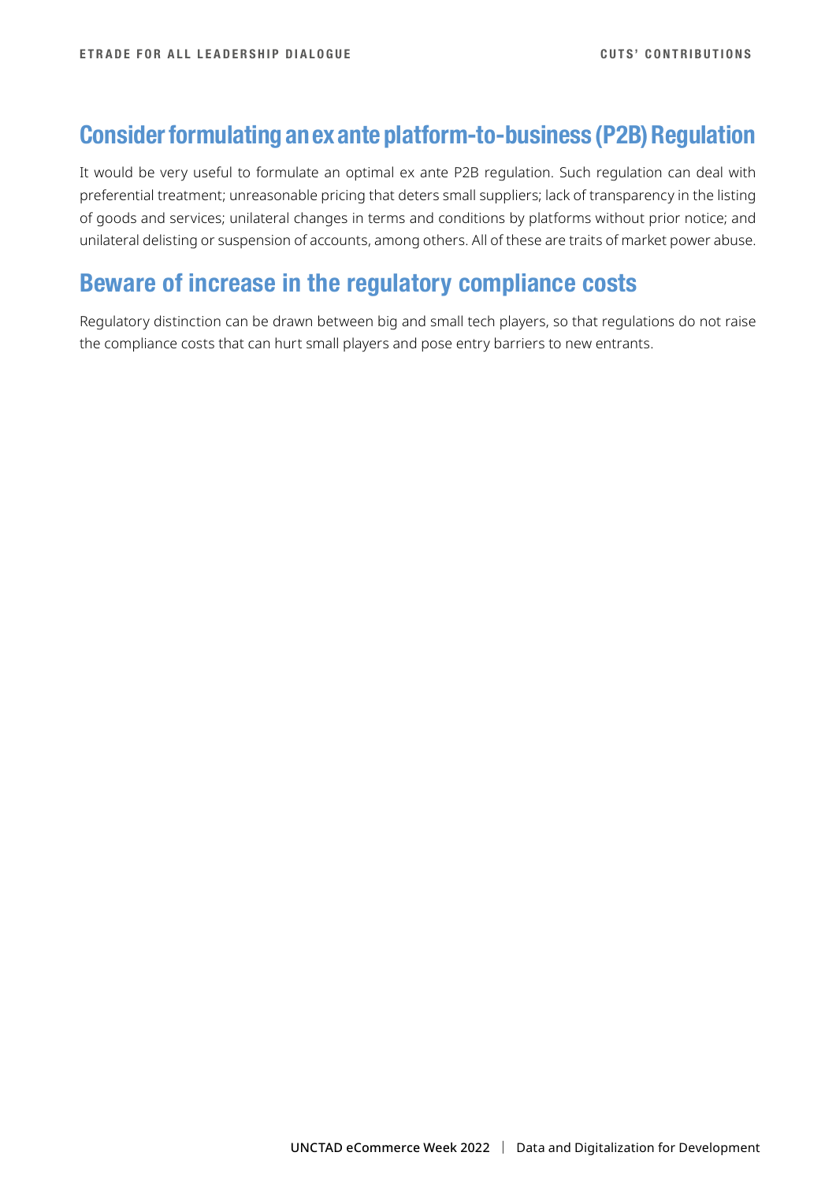## Consider formulating an ex ante platform-to-business (P2B) Regulation

It would be very useful to formulate an optimal ex ante P2B regulation. Such regulation can deal with preferential treatment; unreasonable pricing that deters small suppliers; lack of transparency in the listing of goods and services; unilateral changes in terms and conditions by platforms without prior notice; and unilateral delisting or suspension of accounts, among others. All of these are traits of market power abuse.

## Beware of increase in the regulatory compliance costs

Regulatory distinction can be drawn between big and small tech players, so that regulations do not raise the compliance costs that can hurt small players and pose entry barriers to new entrants.